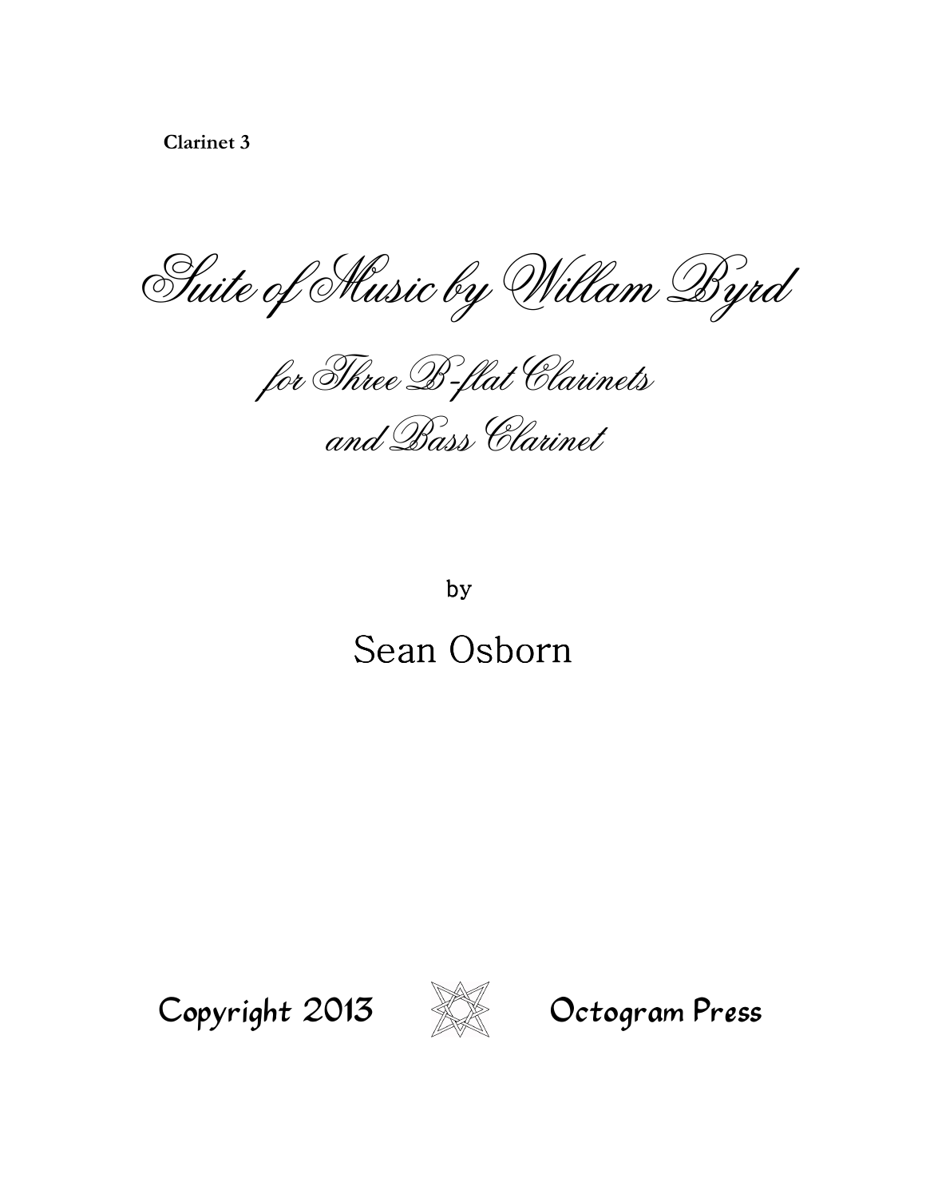**Clarinet 3**

# Suite of Music by Willam Byrd

## for Three B-flat Clarinets and Bass Clarinet

by

## Sean Osborn

Copyright 2013 Octogram Press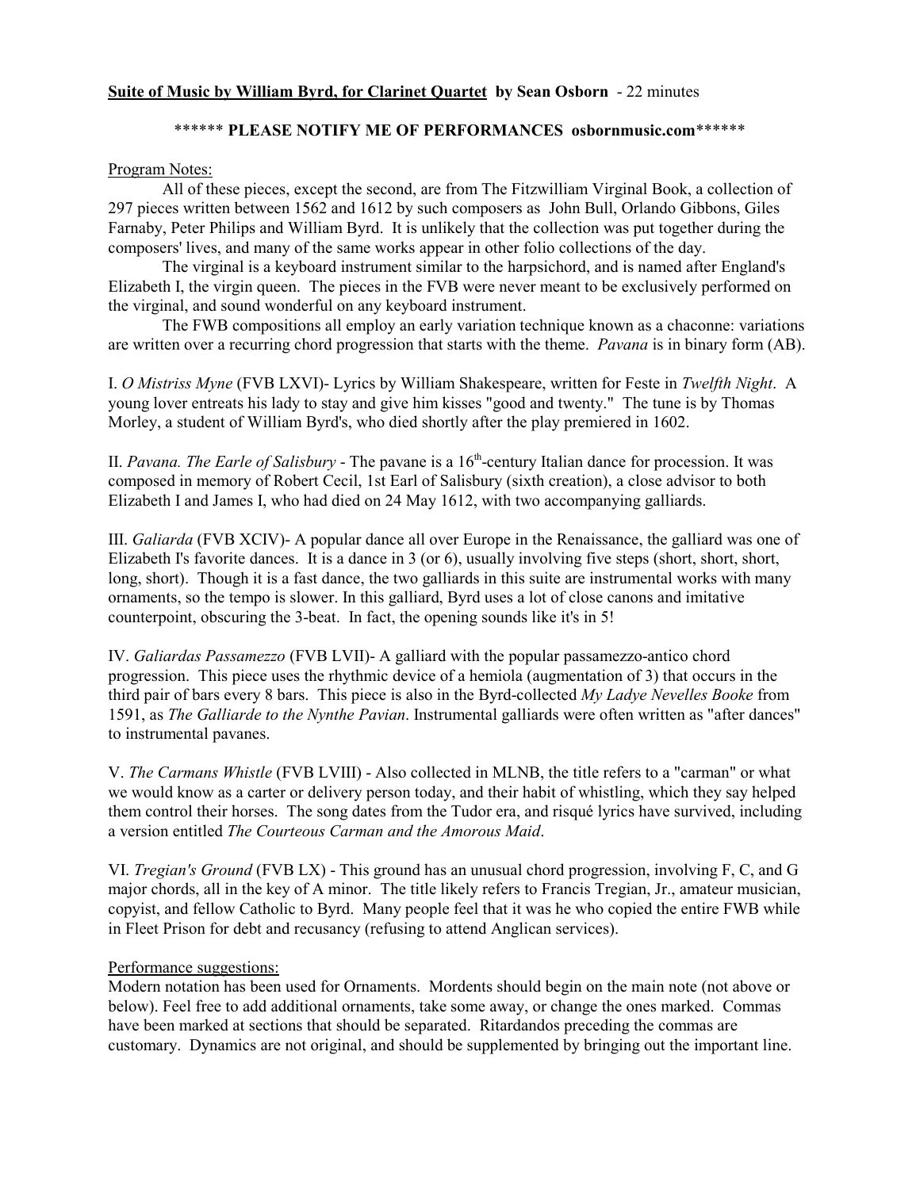**Suite of Music by William Byrd, for Clarinet Quartet by Sean Osborn** - 22 minutes

****** **PLEASE NOTIFY ME OF PERFORMANCES osbornmusic.com******

Program Notes:

All of these pieces, except the second, are from The Fitzwilliam Virginal Book, a collection of 297 pieces written between 1562 and 1612 by such composers as John Bull, Orlando Gibbons, Giles Farnaby, Peter Philips and William Byrd. It is unlikely that the collection was put together during the composers' lives, and many of the same works appear in other folio collections of the day.

The virginal is a keyboard instrument similar to the harpsichord, and is named after England's Elizabeth I, the virgin queen. The pieces in the FVB were never meant to be exclusively performed on the virginal, and sound wonderful on any keyboard instrument.

The FWB compositions all employ an early variation technique known as a chaconne: variations are written over a recurring chord progression that starts with the theme. *Pavana* is in binary form (AB).

I. *O Mistriss Myne* (FVB LXVI)- Lyrics by William Shakespeare, written for Feste in *Twelfth Night*. A young lover entreats his lady to stay and give him kisses "good and twenty." The tune is by Thomas Morley, a student of William Byrd's, who died shortly after the play premiered in 1602.

II. *Pavana. The Earle of Salisbury* - The pavane is a 16th-century Italian dance for procession. It was composed in memory of Robert Cecil, 1st Earl of Salisbury (sixth creation), a close advisor to both Elizabeth I and James I, who had died on 24 May 1612, with two accompanying galliards.

III. *Galiarda* (FVB XCIV)- A popular dance all over Europe in the Renaissance, the galliard was one of Elizabeth I's favorite dances. It is a dance in 3 (or 6), usually involving five steps (short, short, short, long, short). Though it is a fast dance, the two galliards in this suite are instrumental works with many ornaments, so the tempo is slower. In this galliard, Byrd uses a lot of close canons and imitative counterpoint, obscuring the 3-beat. In fact, the opening sounds like it's in 5!

IV. *Galiardas Passamezzo* (FVB LVII)- A galliard with the popular passamezzo-antico chord progression. This piece uses the rhythmic device of a hemiola (augmentation of 3) that occurs in the third pair of bars every 8 bars. This piece is also in the Byrd-collected *My Ladye Nevelles Booke* from 1591, as *The Galliarde to the Nynthe Pavian*. Instrumental galliards were often written as "after dances" to instrumental pavanes.

V. *The Carmans Whistle* (FVB LVIII) - Also collected in MLNB, the title refers to a "carman" or what we would know as a carter or delivery person today, and their habit of whistling, which they say helped them control their horses. The song dates from the Tudor era, and risqué lyrics have survived, including a version entitled *The Courteous Carman and the Amorous Maid*.

VI. *Tregian's Ground* (FVB LX) - This ground has an unusual chord progression, involving F, C, and G major chords, all in the key of A minor. The title likely refers to Francis Tregian, Jr., amateur musician, copyist, and fellow Catholic to Byrd. Many people feel that it was he who copied the entire FWB while in Fleet Prison for debt and recusancy (refusing to attend Anglican services).

Performance suggestions:

Modern notation has been used for Ornaments. Mordents should begin on the main note (not above or below). Feel free to add additional ornaments, take some away, or change the ones marked. Commas have been marked at sections that should be separated. Ritardandos preceding the commas are customary. Dynamics are not original, and should be supplemented by bringing out the important line.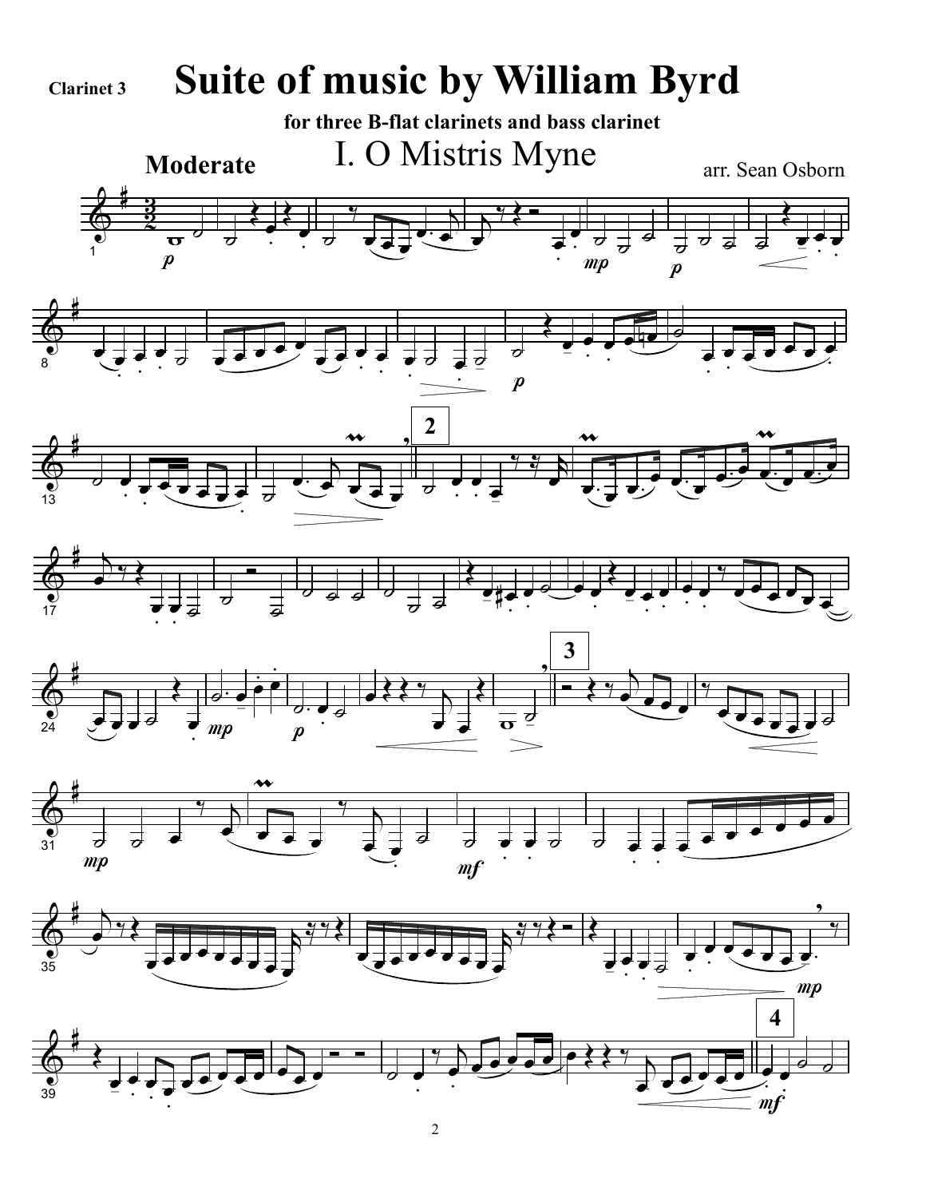Clarinet 3

# Suite of music by William Byrd

**for three B-flat clarinets and bass clarinet**

## I. O Mistris Myne

**Moderate**

arr. Sean Osborn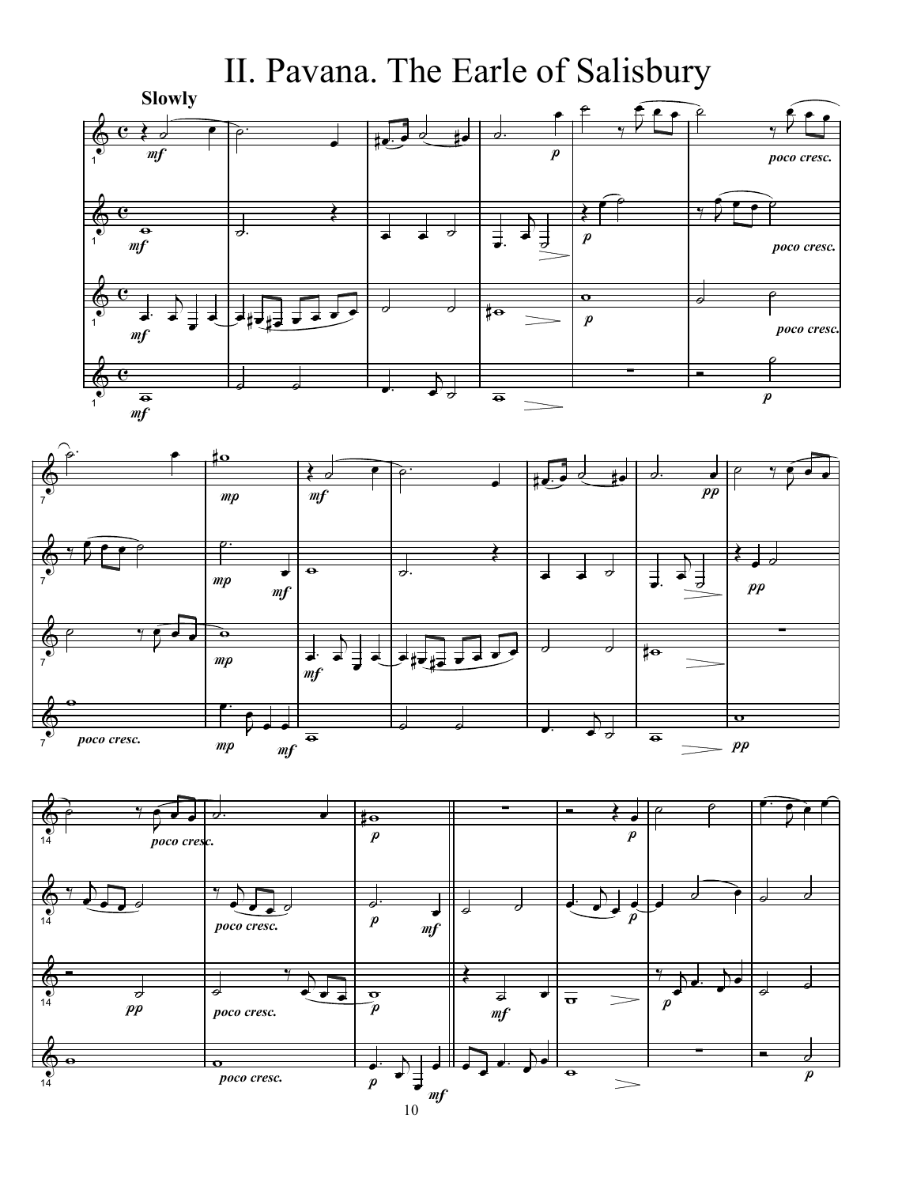# II. Pavana. The Earle of Salisbury

**Slowly**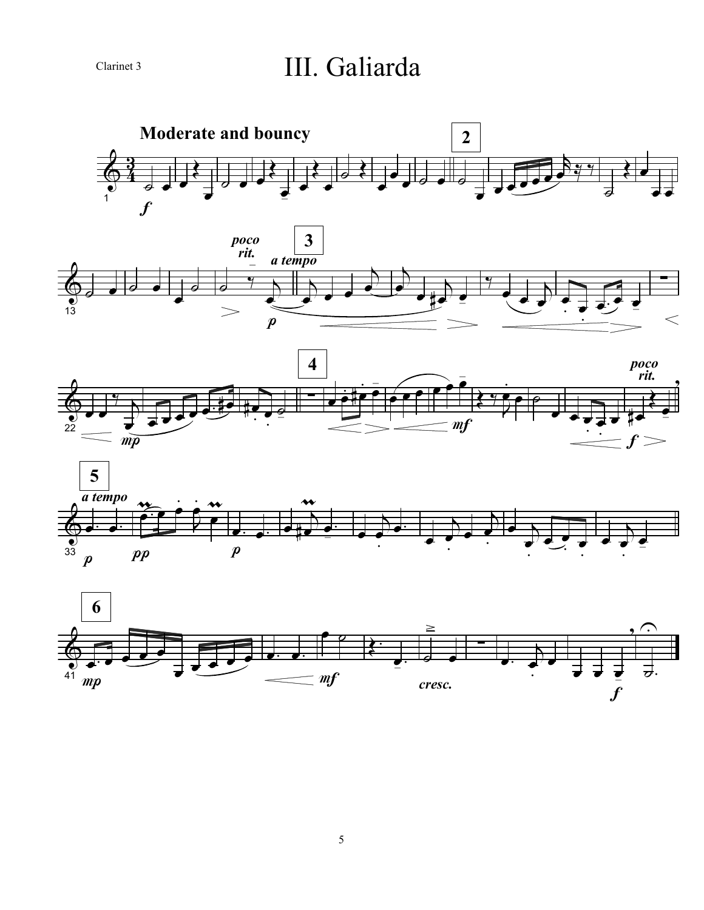Clarinet 3

# III. Galiarda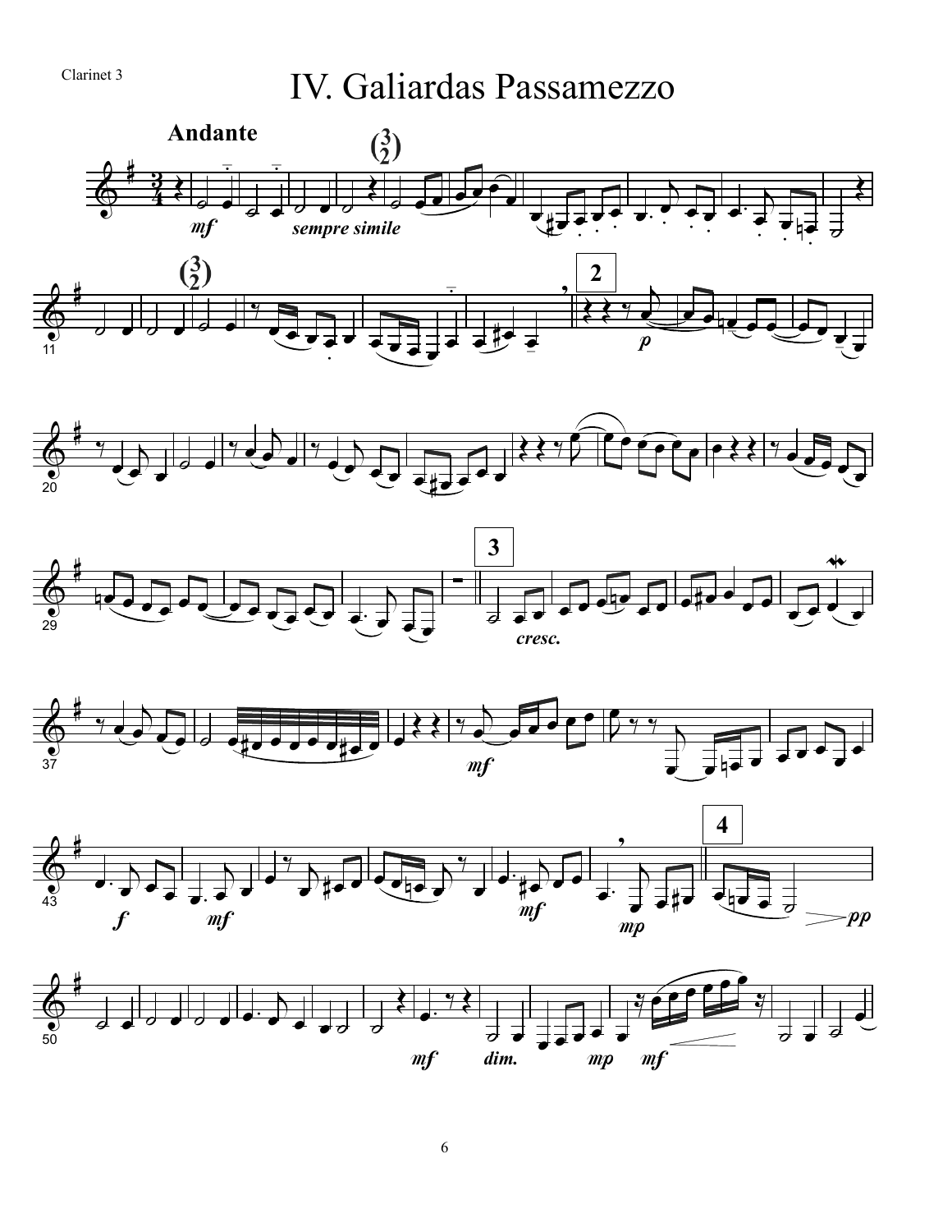Clarinet 3

# IV. Galiardas Passamezzo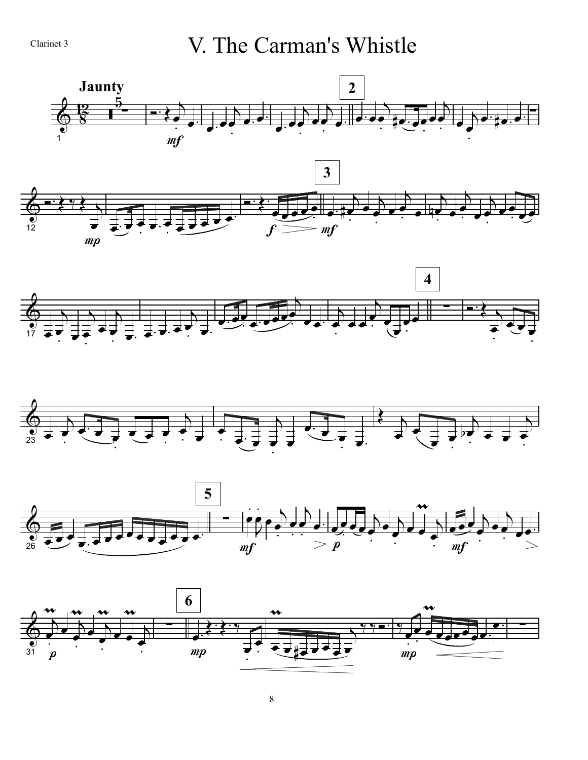Clarinet 3

# V. The Carman's Whistle

**Jaunty**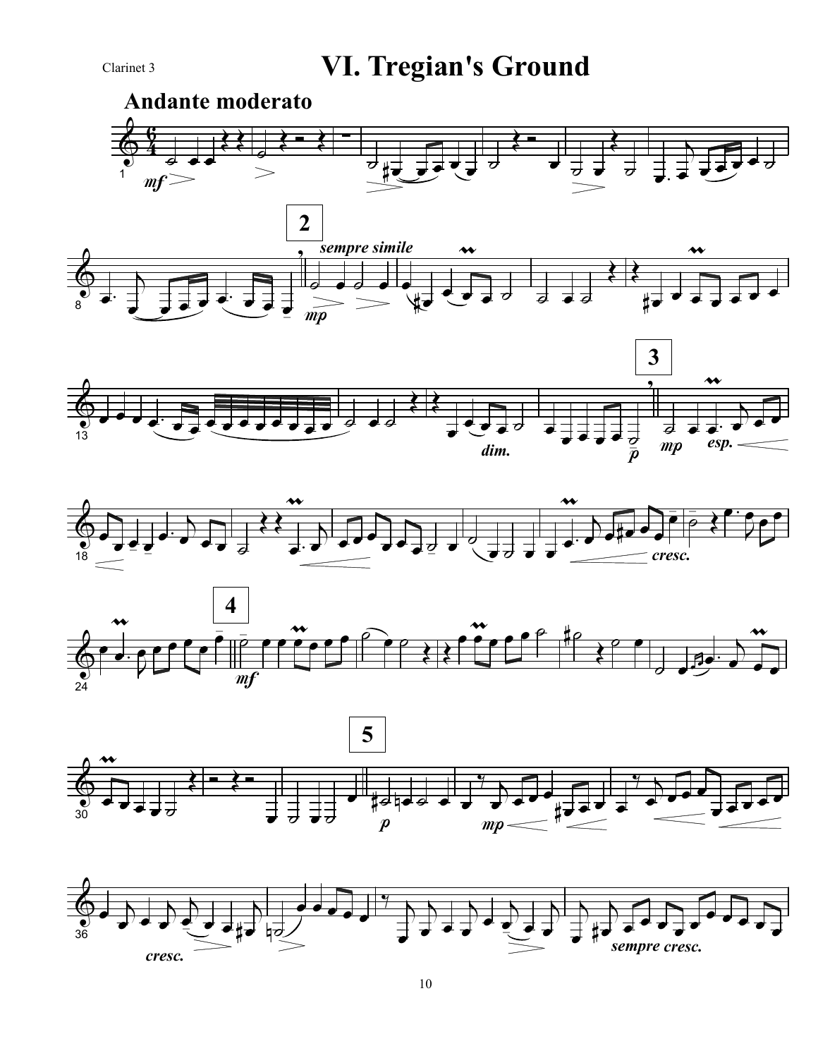Clarinet 3

# VI. Tregian's Ground

**Andante moderato**